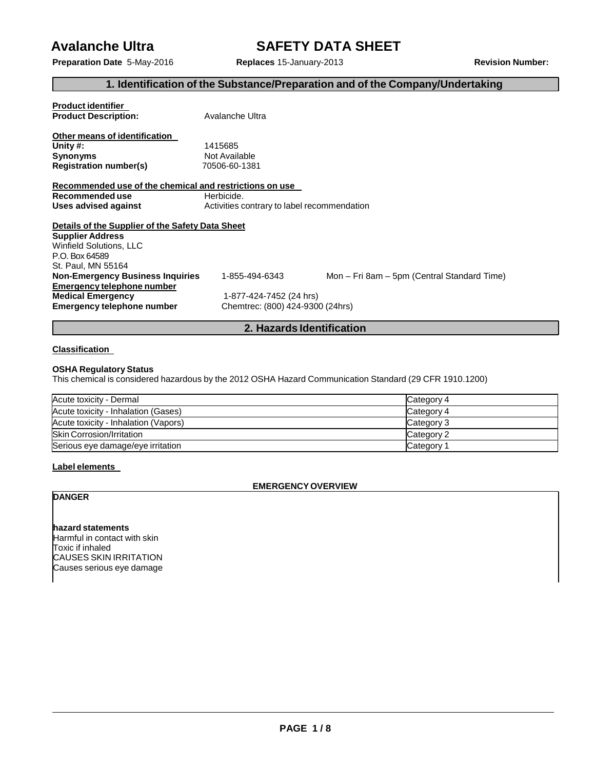# Avalanche Ultra

# SAFETY DATA SHEET

**Preparation Date** 5-May-2016 **Replaces** 15-January-2013 **Revision Number:**

## 1. Identification of the Substance/Preparation and of the Company/Undertaking

**Product identifier**
**Product Description:** Avalanche Ultra

**Other means of identification**
**Unity #:** 1415685
**Synonyms** Not Available
**Registration number(s)** 70506-60-1381

**Recommended use of the chemical and restrictions on use**
**Recommended use** Herbicide.
**Uses advised against** Activities contrary to label recommendation

**Details of the Supplier of the Safety Data Sheet**
**Supplier Address**
Winfield Solutions, LLC
P.O. Box 64589
St. Paul, MN 55164
**Non-Emergency Business Inquiries** 1-855-494-6343 Mon – Fri 8am – 5pm (Central Standard Time)
**Emergency telephone number**
**Medical Emergency** 1-877-424-7452 (24 hrs)
**Emergency telephone number** Chemtrec: (800) 424-9300 (24hrs)

## 2. Hazards Identification

**Classification**

**OSHA Regulatory Status**
This chemical is considered hazardous by the 2012 OSHA Hazard Communication Standard (29 CFR 1910.1200)

| | |
|---|---|
| Acute toxicity - Dermal | Category 4 |
| Acute toxicity - Inhalation (Gases) | Category 4 |
| Acute toxicity - Inhalation (Vapors) | Category 3 |
| Skin Corrosion/Irritation | Category 2 |
| Serious eye damage/eye irritation | Category 1 |

**Label elements**

**EMERGENCY OVERVIEW**

**DANGER**

**hazard statements**
Harmful in contact with skin
Toxic if inhaled
CAUSES SKIN IRRITATION
Causes serious eye damage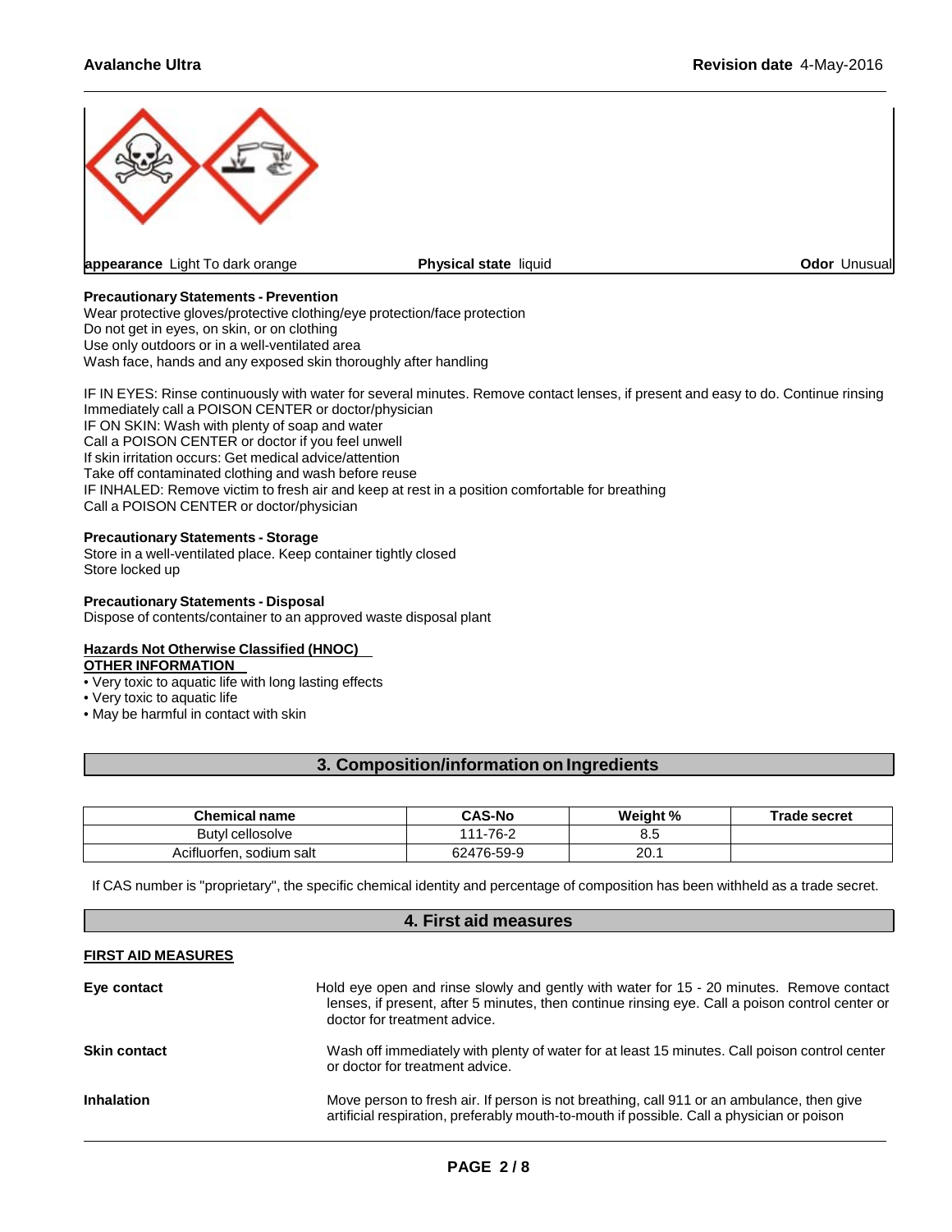**appearance** Light To dark orange **Physical state** liquid **Odor** Unusual

**Precautionary Statements - Prevention**

Wear protective gloves/protective clothing/eye protection/face protection
Do not get in eyes, on skin, or on clothing
Use only outdoors or in a well-ventilated area
Wash face, hands and any exposed skin thoroughly after handling

IF IN EYES: Rinse continuously with water for several minutes. Remove contact lenses, if present and easy to do. Continue rinsing
Immediately call a POISON CENTER or doctor/physician
IF ON SKIN: Wash with plenty of soap and water
Call a POISON CENTER or doctor if you feel unwell
If skin irritation occurs: Get medical advice/attention
Take off contaminated clothing and wash before reuse
IF INHALED: Remove victim to fresh air and keep at rest in a position comfortable for breathing
Call a POISON CENTER or doctor/physician

**Precautionary Statements - Storage**

Store in a well-ventilated place. Keep container tightly closed
Store locked up

**Precautionary Statements - Disposal**

Dispose of contents/container to an approved waste disposal plant

**Hazards Not Otherwise Classified (HNOC)**

**OTHER INFORMATION**

- Very toxic to aquatic life with long lasting effects
- Very toxic to aquatic life
- May be harmful in contact with skin

## 3. Composition/information on Ingredients

| Chemical name | CAS-No | Weight % | Trade secret |
|---|---|---|---|
| Butyl cellosolve | 111-76-2 | 8.5 | |
| Acifluorfen, sodium salt | 62476-59-9 | 20.1 | |

If CAS number is "proprietary", the specific chemical identity and percentage of composition has been withheld as a trade secret.

## 4. First aid measures

**FIRST AID MEASURES**

**Eye contact** Hold eye open and rinse slowly and gently with water for 15 - 20 minutes. Remove contact lenses, if present, after 5 minutes, then continue rinsing eye. Call a poison control center or doctor for treatment advice.

**Skin contact** Wash off immediately with plenty of water for at least 15 minutes. Call poison control center or doctor for treatment advice.

**Inhalation** Move person to fresh air. If person is not breathing, call 911 or an ambulance, then give artificial respiration, preferably mouth-to-mouth if possible. Call a physician or poison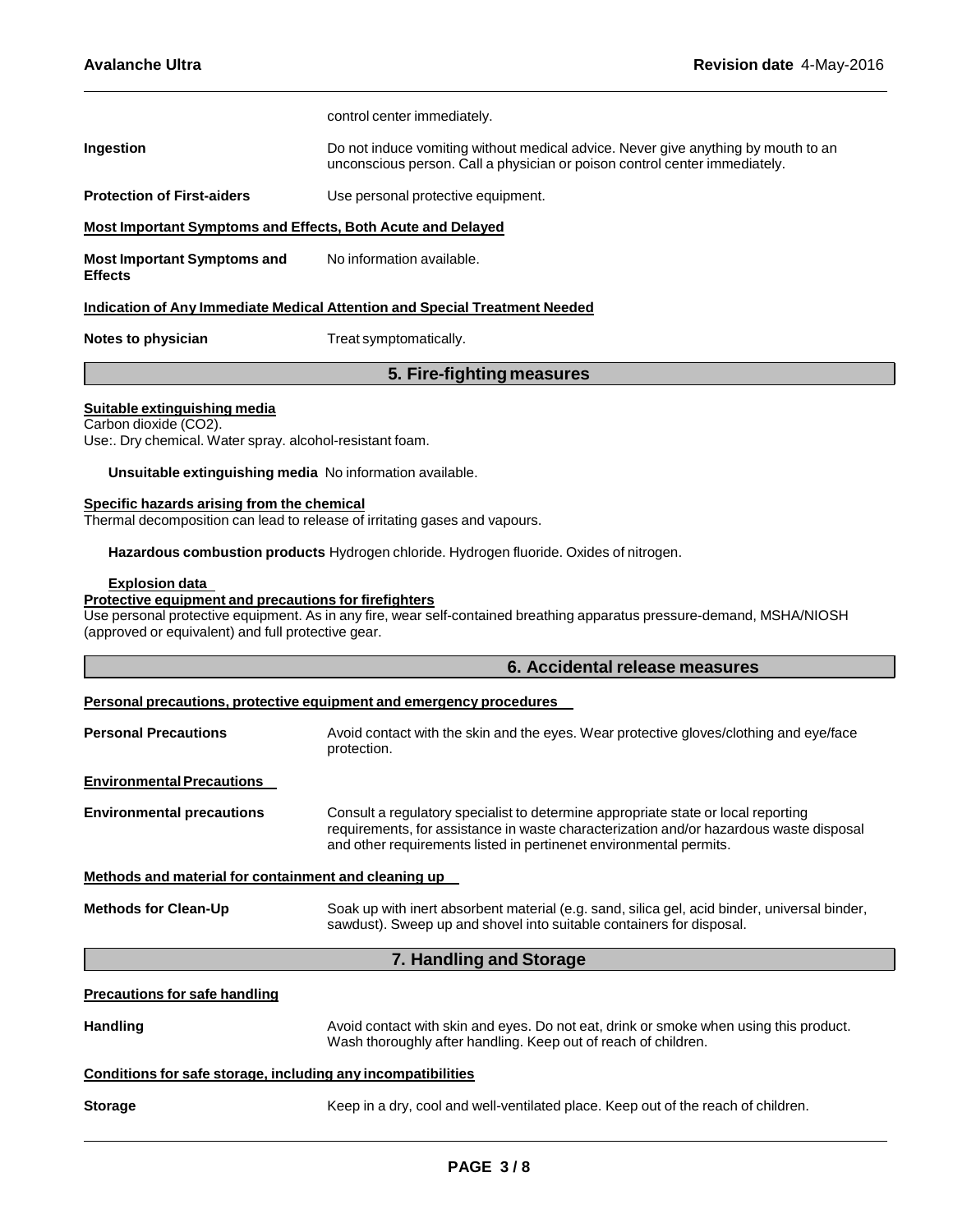control center immediately.

**Ingestion** Do not induce vomiting without medical advice. Never give anything by mouth to an unconscious person. Call a physician or poison control center immediately.

**Protection of First-aiders** Use personal protective equipment.

**Most Important Symptoms and Effects, Both Acute and Delayed**

**Most Important Symptoms and Effects** No information available.

**Indication of Any Immediate Medical Attention and Special Treatment Needed**

**Notes to physician** Treat symptomatically.

## 5. Fire-fighting measures

**Suitable extinguishing media**

Carbon dioxide ($CO_2$).

Use:. Dry chemical. Water spray. alcohol-resistant foam.

**Unsuitable extinguishing media** No information available.

**Specific hazards arising from the chemical**

Thermal decomposition can lead to release of irritating gases and vapours.

**Hazardous combustion products** Hydrogen chloride. Hydrogen fluoride. Oxides of nitrogen.

**Explosion data**

**Protective equipment and precautions for firefighters**

Use personal protective equipment. As in any fire, wear self-contained breathing apparatus pressure-demand, MSHA/NIOSH (approved or equivalent) and full protective gear.

## 6. Accidental release measures

**Personal precautions, protective equipment and emergency procedures**

**Personal Precautions** Avoid contact with the skin and the eyes. Wear protective gloves/clothing and eye/face protection.

**Environmental Precautions**

**Environmental precautions** Consult a regulatory specialist to determine appropriate state or local reporting requirements, for assistance in waste characterization and/or hazardous waste disposal and other requirements listed in pertinenet environmental permits.

**Methods and material for containment and cleaning up**

**Methods for Clean-Up** Soak up with inert absorbent material (e.g. sand, silica gel, acid binder, universal binder, sawdust). Sweep up and shovel into suitable containers for disposal.

## 7. Handling and Storage

**Precautions for safe handling**

**Handling** Avoid contact with skin and eyes. Do not eat, drink or smoke when using this product. Wash thoroughly after handling. Keep out of reach of children.

**Conditions for safe storage, including any incompatibilities**

**Storage** Keep in a dry, cool and well-ventilated place. Keep out of the reach of children.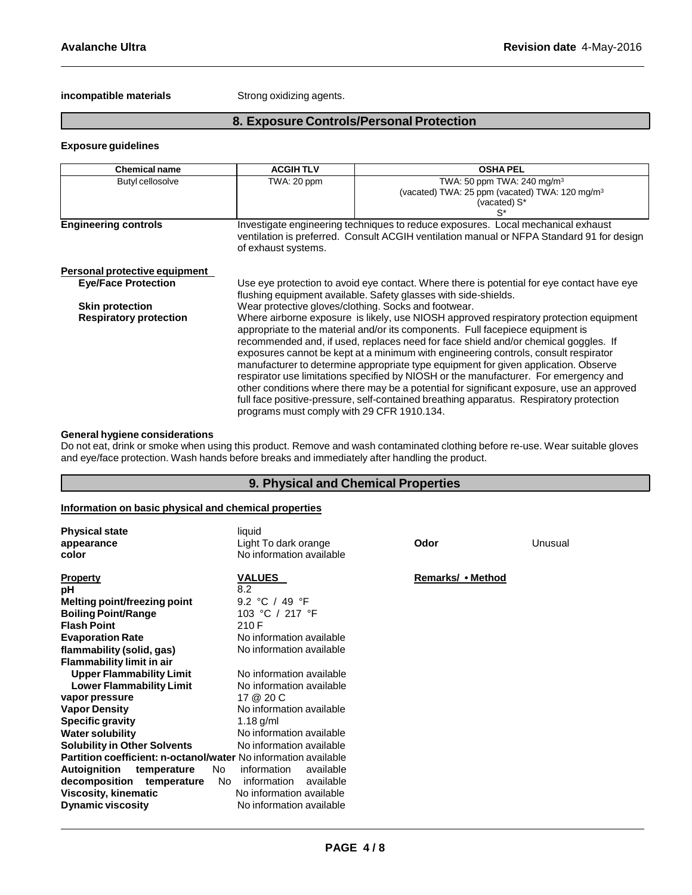**incompatible materials** Strong oxidizing agents.

## 8. Exposure Controls/Personal Protection

### Exposure guidelines

| Chemical name | ACGIH TLV | OSHA PEL |
|---|---|---|
| Butyl cellosolve | TWA: 20 ppm | TWA: 50 ppm TWA: 240 mg/m³<br>(vacated) TWA: 25 ppm (vacated) TWA: 120 mg/m³<br>(vacated) S*<br>S* |

**Engineering controls** Investigate engineering techniques to reduce exposures. Local mechanical exhaust ventilation is preferred. Consult ACGIH ventilation manual or NFPA Standard 91 for design of exhaust systems.

**Personal protective equipment**

**Eye/Face Protection** Use eye protection to avoid eye contact. Where there is potential for eye contact have eye flushing equipment available. Safety glasses with side-shields.

**Skin protection** Wear protective gloves/clothing. Socks and footwear.

**Respiratory protection** Where airborne exposure is likely, use NIOSH approved respiratory protection equipment appropriate to the material and/or its components. Full facepiece equipment is recommended and, if used, replaces need for face shield and/or chemical goggles. If exposures cannot be kept at a minimum with engineering controls, consult respirator manufacturer to determine appropriate type equipment for given application. Observe respirator use limitations specified by NIOSH or the manufacturer. For emergency and other conditions where there may be a potential for significant exposure, use an approved full face positive-pressure, self-contained breathing apparatus. Respiratory protection programs must comply with 29 CFR 1910.134.

### General hygiene considerations

Do not eat, drink or smoke when using this product. Remove and wash contaminated clothing before re-use. Wear suitable gloves and eye/face protection. Wash hands before breaks and immediately after handling the product.

## 9. Physical and Chemical Properties

### Information on basic physical and chemical properties

**Physical state** liquid

**appearance** Light To dark orange **Odor** Unusual

**color** No information available

| Property | VALUES | Remarks/ • Method |
|---|---|---|
| pH | 8.2 | |
| Melting point/freezing point | 9.2 °C / 49 °F | |
| Boiling Point/Range | 103 °C / 217 °F | |
| Flash Point | 210 F | |
| Evaporation Rate | No information available | |
| flammability (solid, gas) | No information available | |
| Flammability limit in air | | |
| Upper Flammability Limit | No information available | |
| Lower Flammability Limit | No information available | |
| vapor pressure | 17 @ 20 C | |
| Vapor Density | No information available | |
| Specific gravity | 1.18 g/ml | |
| Water solubility | No information available | |
| Solubility in Other Solvents | No information available | |
| Partition coefficient: n-octanol/water | No information available | |
| Autoignition temperature | No information available | |
| decomposition temperature | No information available | |
| Viscosity, kinematic | No information available | |
| Dynamic viscosity | No information available | |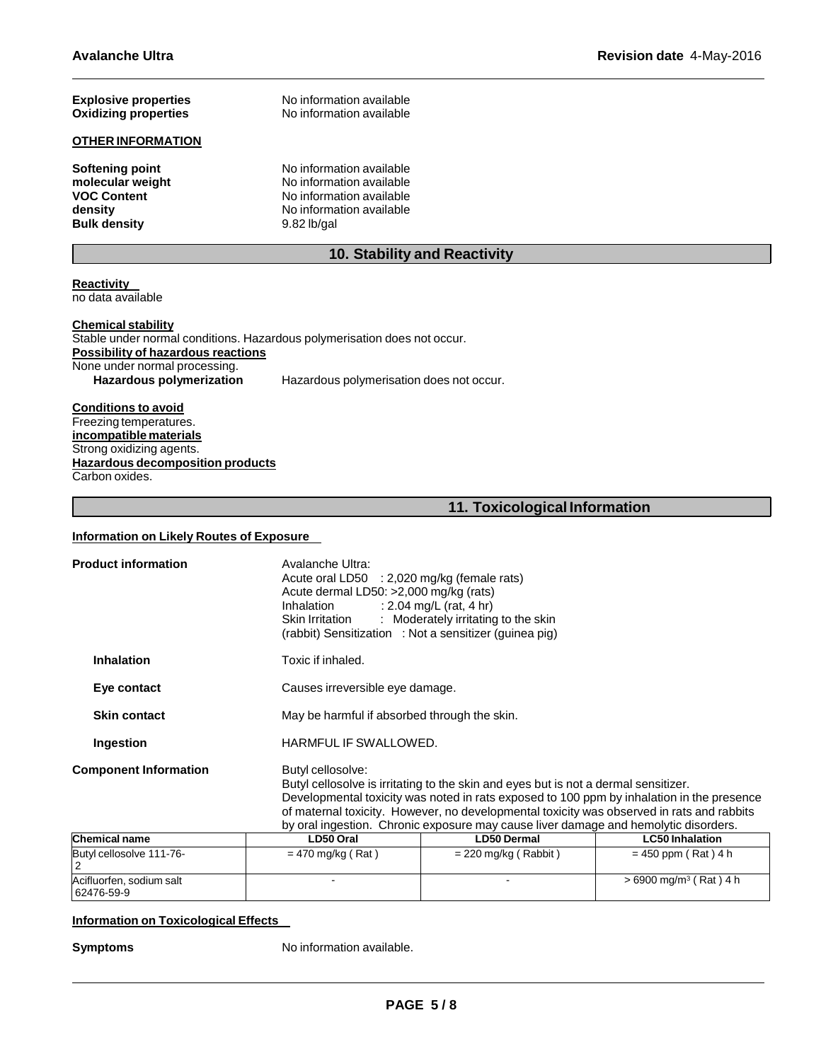**Explosive properties** No information available
**Oxidizing properties** No information available

**OTHER INFORMATION**

| | |
|---|---|
| **Softening point** | No information available |
| **molecular weight** | No information available |
| **VOC Content** | No information available |
| **density** | No information available |
| **Bulk density** | 9.82 lb/gal |

## 10. Stability and Reactivity

**Reactivity**
no data available

**Chemical stability**
Stable under normal conditions. Hazardous polymerisation does not occur.
**Possibility of hazardous reactions**
None under normal processing.
**Hazardous polymerization** Hazardous polymerisation does not occur.

**Conditions to avoid**
Freezing temperatures.
**incompatible materials**
Strong oxidizing agents.
**Hazardous decomposition products**
Carbon oxides.

## 11. Toxicological Information

**Information on Likely Routes of Exposure**

**Product information**

Avalanche Ultra:
Acute oral LD50 : 2,020 mg/kg (female rats)
Acute dermal LD50: >2,000 mg/kg (rats)
Inhalation : 2.04 mg/L (rat, 4 hr)
Skin Irritation : Moderately irritating to the skin
(rabbit) Sensitization : Not a sensitizer (guinea pig)

| | |
|---|---|
| **Inhalation** | Toxic if inhaled. |
| **Eye contact** | Causes irreversible eye damage. |
| **Skin contact** | May be harmful if absorbed through the skin. |
| **Ingestion** | HARMFUL IF SWALLOWED. |

**Component Information**

Butyl cellosolve:
Butyl cellosolve is irritating to the skin and eyes but is not a dermal sensitizer.
Developmental toxicity was noted in rats exposed to 100 ppm by inhalation in the presence of maternal toxicity. However, no developmental toxicity was observed in rats and rabbits by oral ingestion. Chronic exposure may cause liver damage and hemolytic disorders.

| Chemical name | LD50 Oral | LD50 Dermal | LC50 Inhalation |
|---|---|---|---|
| Butyl cellosolve 111-76-2 | = 470 mg/kg ( Rat ) | = 220 mg/kg ( Rabbit ) | = 450 ppm ( Rat ) 4 h |
| Acifluorfen, sodium salt 62476-59-9 | - | - | > 6900 $mg/m^3$ ( Rat ) 4 h |

**Information on Toxicological Effects**

**Symptoms** No information available.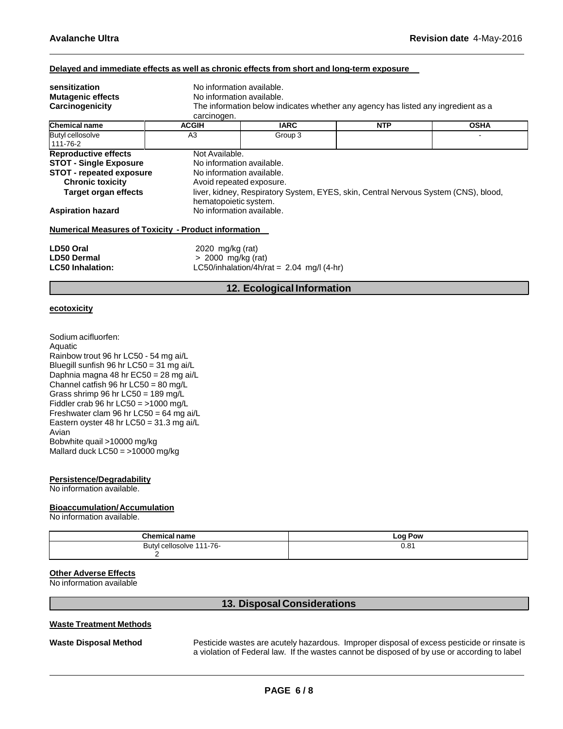#### Delayed and immediate effects as well as chronic effects from short and long-term exposure

**sensitization** No information available.
**Mutagenic effects** No information available.
**Carcinogenicity** The information below indicates whether any agency has listed any ingredient as a carcinogen.

| Chemical name | ACGIH | IARC | NTP | OSHA |
|---|---|---|---|---|
| Butyl cellosolve 111-76-2 | A3 | Group 3 | | - |

**Reproductive effects** Not Available.
**STOT - Single Exposure** No information available.
**STOT - repeated exposure** No information available.
**Chronic toxicity** Avoid repeated exposure.
**Target organ effects** liver, kidney, Respiratory System, EYES, skin, Central Nervous System (CNS), blood, hematopoietic system.
**Aspiration hazard** No information available.

#### Numerical Measures of Toxicity - Product information

**LD50 Oral** 2020 mg/kg (rat)
**LD50 Dermal** > 2000 mg/kg (rat)
**LC50 Inhalation:** LC50/inhalation/4h/rat = 2.04 mg/l (4-hr)

## 12. Ecological Information

#### ecotoxicity

Sodium acifluorfen:
Aquatic
Rainbow trout 96 hr LC50 - 54 mg ai/L
Bluegill sunfish 96 hr LC50 = 31 mg ai/L
Daphnia magna 48 hr EC50 = 28 mg ai/L
Channel catfish 96 hr LC50 = 80 mg/L
Grass shrimp 96 hr LC50 = 189 mg/L
Fiddler crab 96 hr LC50 = >1000 mg/L
Freshwater clam 96 hr LC50 = 64 mg ai/L
Eastern oyster 48 hr LC50 = 31.3 mg ai/L
Avian
Bobwhite quail >10000 mg/kg
Mallard duck LC50 = >10000 mg/kg

#### Persistence/Degradability

No information available.

#### Bioaccumulation/ Accumulation

No information available.

| Chemical name | Log Pow |
|---|---|
| Butyl cellosolve 111-76-2 | 0.81 |

#### Other Adverse Effects

No information available

## 13. Disposal Considerations

#### Waste Treatment Methods

**Waste Disposal Method** Pesticide wastes are acutely hazardous. Improper disposal of excess pesticide or rinsate is a violation of Federal law. If the wastes cannot be disposed of by use or according to label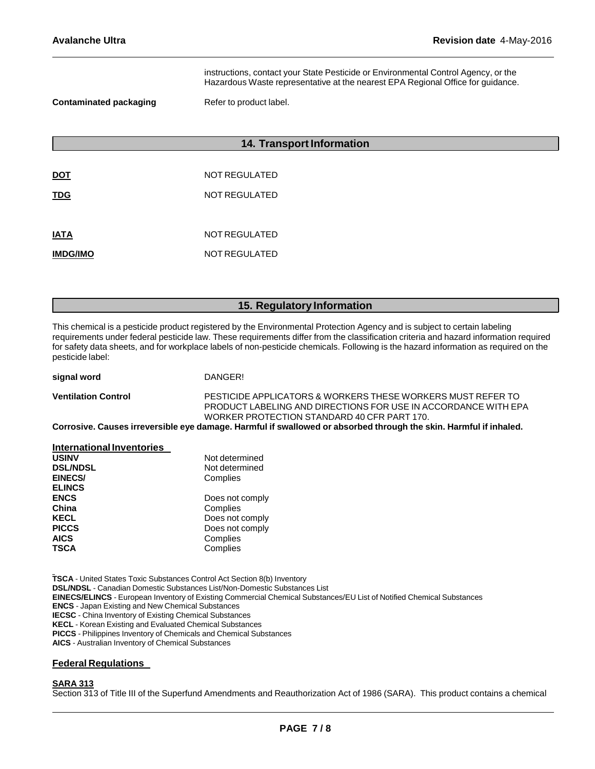instructions, contact your State Pesticide or Environmental Control Agency, or the Hazardous Waste representative at the nearest EPA Regional Office for guidance.

**Contaminated packaging** Refer to product label.

## 14. Transport Information

| | |
|---|---|
| **DOT** | NOT REGULATED |
| **TDG** | NOT REGULATED |
| **IATA** | NOT REGULATED |
| **IMDG/IMO** | NOT REGULATED |

## 15. Regulatory Information

This chemical is a pesticide product registered by the Environmental Protection Agency and is subject to certain labeling requirements under federal pesticide law. These requirements differ from the classification criteria and hazard information required for safety data sheets, and for workplace labels of non-pesticide chemicals. Following is the hazard information as required on the pesticide label:

**signal word** DANGER!

**Ventilation Control** PESTICIDE APPLICATORS & WORKERS THESE WORKERS MUST REFER TO PRODUCT LABELING AND DIRECTIONS FOR USE IN ACCORDANCE WITH EPA WORKER PROTECTION STANDARD 40 CFR PART 170.

**Corrosive. Causes irreversible eye damage. Harmful if swallowed or absorbed through the skin. Harmful if inhaled.**

### International Inventories

| | |
|---|---|
| **USINV** | Not determined |
| **DSL/NDSL** | Not determined |
| **EINECS/ ELINCS** | Complies |
| **ENCS** | Does not comply |
| **China** | Complies |
| **KECL** | Does not comply |
| **PICCS** | Does not comply |
| **AICS** | Complies |
| **TSCA** | Complies |

**TSCA** - United States Toxic Substances Control Act Section 8(b) Inventory
**DSL/NDSL** - Canadian Domestic Substances List/Non-Domestic Substances List
**EINECS/ELINCS** - European Inventory of Existing Commercial Chemical Substances/EU List of Notified Chemical Substances
**ENCS** - Japan Existing and New Chemical Substances
**IECSC** - China Inventory of Existing Chemical Substances
**KECL** - Korean Existing and Evaluated Chemical Substances
**PICCS** - Philippines Inventory of Chemicals and Chemical Substances
**AICS** - Australian Inventory of Chemical Substances

### Federal Regulations

**SARA 313**

Section 313 of Title III of the Superfund Amendments and Reauthorization Act of 1986 (SARA). This product contains a chemical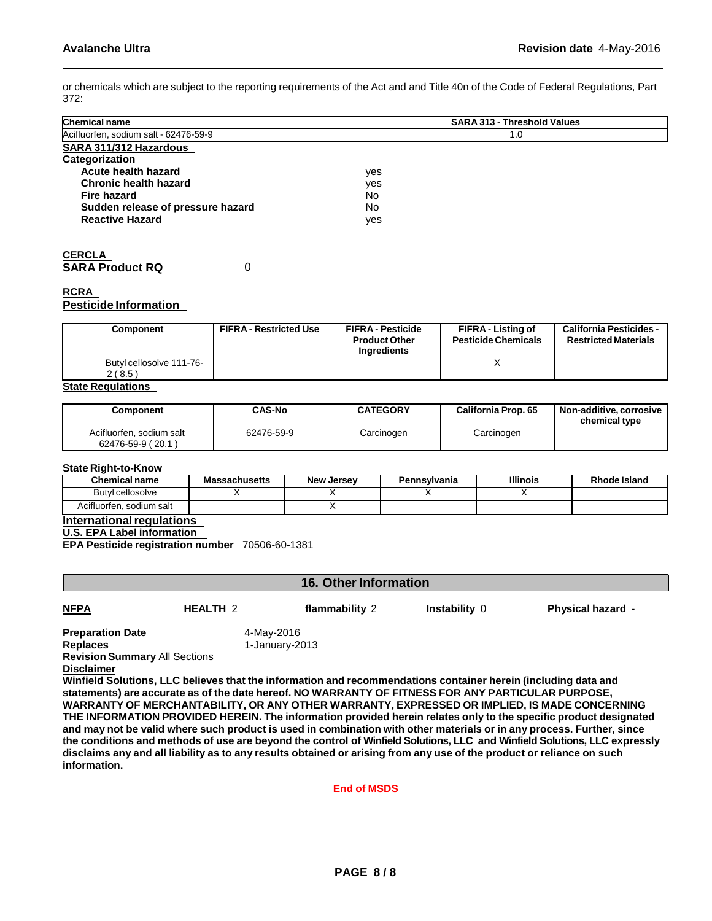or chemicals which are subject to the reporting requirements of the Act and and Title 40n of the Code of Federal Regulations, Part 372:

| Chemical name | SARA 313 - Threshold Values |
| --- | --- |
| Acifluorfen, sodium salt - 62476-59-9 | 1.0 |

**SARA 311/312 Hazardous Categorization**

| | |
| --- | --- |
| **Acute health hazard** | yes |
| **Chronic health hazard** | yes |
| **Fire hazard** | No |
| **Sudden release of pressure hazard** | No |
| **Reactive Hazard** | yes |

**CERCLA**

**SARA Product RQ** 0

**RCRA**

**Pesticide Information**

| Component | FIFRA - Restricted Use | FIFRA - Pesticide Product Other Ingredients | FIFRA - Listing of Pesticide Chemicals | California Pesticides - Restricted Materials |
| --- | --- | --- | --- | --- |
| Butyl cellosolve 111-76-2 ( 8.5 ) | | | X | |

**State Regulations**

| Component | CAS-No | CATEGORY | California Prop. 65 | Non-additive, corrosive chemical type |
| --- | --- | --- | --- | --- |
| Acifluorfen, sodium salt 62476-59-9 ( 20.1 ) | 62476-59-9 | Carcinogen | Carcinogen | |

**State Right-to-Know**

| Chemical name | Massachusetts | New Jersey | Pennsylvania | Illinois | Rhode Island |
| --- | --- | --- | --- | --- | --- |
| Butyl cellosolve | X | X | X | X | |
| Acifluorfen, sodium salt | | X | | | |

**International regulations**

**U.S. EPA Label information**

**EPA Pesticide registration number** 70506-60-1381

## 16. Other Information

| NFPA | HEALTH 2 | flammability 2 | Instability 0 | Physical hazard - |
| --- | --- | --- | --- | --- |

**Preparation Date** 4-May-2016

**Replaces** 1-January-2013

**Revision Summary** All Sections

**Disclaimer**

**Winfield Solutions, LLC believes that the information and recommendations container herein (including data and statements) are accurate as of the date hereof. NO WARRANTY OF FITNESS FOR ANY PARTICULAR PURPOSE, WARRANTY OF MERCHANTABILITY, OR ANY OTHER WARRANTY, EXPRESSED OR IMPLIED, IS MADE CONCERNING THE INFORMATION PROVIDED HEREIN. The information provided herein relates only to the specific product designated and may not be valid where such product is used in combination with other materials or in any process. Further, since the conditions and methods of use are beyond the control of Winfield Solutions, LLC and Winfield Solutions, LLC expressly disclaims any and all liability as to any results obtained or arising from any use of the product or reliance on such information.**

**End of MSDS**